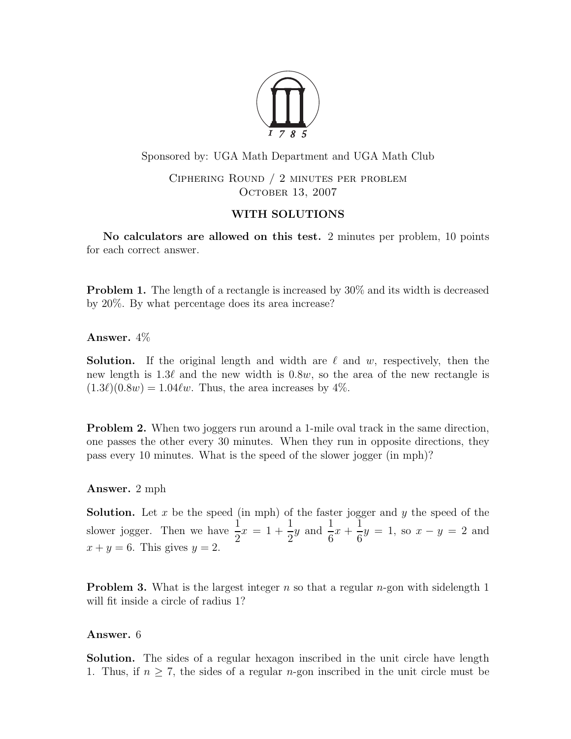Sponsored by: UGA Math Department and UGA Math Club

Ciphering Round / 2 minutes per problem
October 13, 2007

**WITH SOLUTIONS**

**No calculators are allowed on this test.** 2 minutes per problem, 10 points for each correct answer.

**Problem 1.** The length of a rectangle is increased by 30% and its width is decreased by 20%. By what percentage does its area increase?

**Answer.** 4%

**Solution.** If the original length and width are $\ell$ and $w$, respectively, then the new length is $1.3\ell$ and the new width is $0.8w$, so the area of the new rectangle is $(1.3\ell)(0.8w) = 1.04\ell w$. Thus, the area increases by 4%.

**Problem 2.** When two joggers run around a 1-mile oval track in the same direction, one passes the other every 30 minutes. When they run in opposite directions, they pass every 10 minutes. What is the speed of the slower jogger (in mph)?

**Answer.** 2 mph

**Solution.** Let $x$ be the speed (in mph) of the faster jogger and $y$ the speed of the slower jogger. Then we have $\frac{1}{2}x = 1 + \frac{1}{2}y$ and $\frac{1}{6}x + \frac{1}{6}y = 1$, so $x - y = 2$ and $x + y = 6$. This gives $y = 2$.

**Problem 3.** What is the largest integer $n$ so that a regular $n$-gon with sidelength 1 will fit inside a circle of radius 1?

**Answer.** 6

**Solution.** The sides of a regular hexagon inscribed in the unit circle have length 1. Thus, if $n \geq 7$, the sides of a regular $n$-gon inscribed in the unit circle must be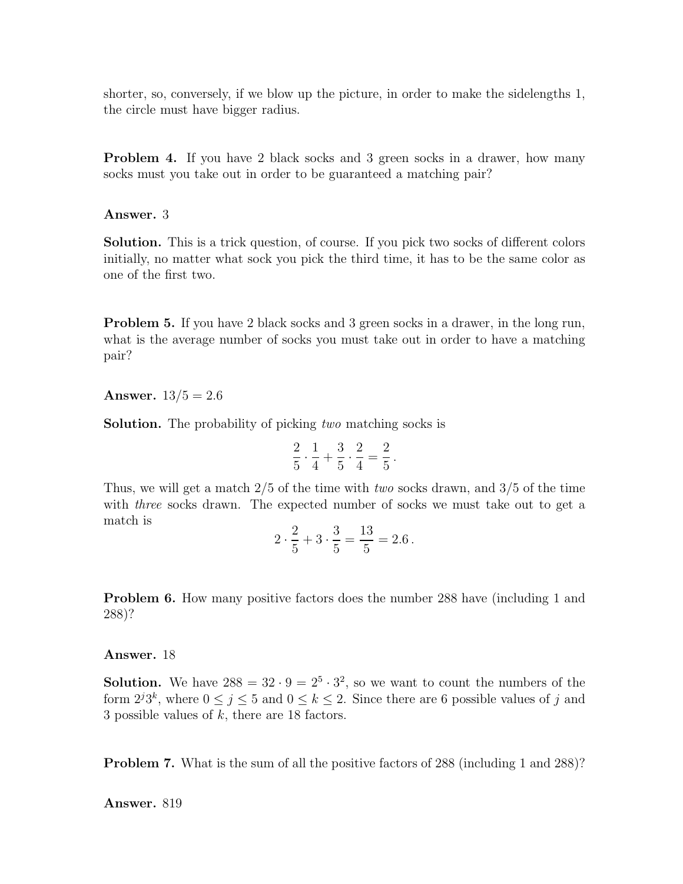shorter, so, conversely, if we blow up the picture, in order to make the sidelengths 1, the circle must have bigger radius.

**Problem 4.** If you have 2 black socks and 3 green socks in a drawer, how many socks must you take out in order to be guaranteed a matching pair?

**Answer.** 3

**Solution.** This is a trick question, of course. If you pick two socks of different colors initially, no matter what sock you pick the third time, it has to be the same color as one of the first two.

**Problem 5.** If you have 2 black socks and 3 green socks in a drawer, in the long run, what is the average number of socks you must take out in order to have a matching pair?

**Answer.** $13/5 = 2.6$

**Solution.** The probability of picking *two* matching socks is

$$\frac{2}{5} \cdot \frac{1}{4} + \frac{3}{5} \cdot \frac{2}{4} = \frac{2}{5}.$$

Thus, we will get a match $2/5$ of the time with *two* socks drawn, and $3/5$ of the time with *three* socks drawn. The expected number of socks we must take out to get a match is

$$2 \cdot \frac{2}{5} + 3 \cdot \frac{3}{5} = \frac{13}{5} = 2.6\,.$$

**Problem 6.** How many positive factors does the number 288 have (including 1 and 288)?

**Answer.** 18

**Solution.** We have $288 = 32 \cdot 9 = 2^5 \cdot 3^2$, so we want to count the numbers of the form $2^j 3^k$, where $0 \leq j \leq 5$ and $0 \leq k \leq 2$. Since there are 6 possible values of $j$ and 3 possible values of $k$, there are 18 factors.

**Problem 7.** What is the sum of all the positive factors of 288 (including 1 and 288)?

**Answer.** 819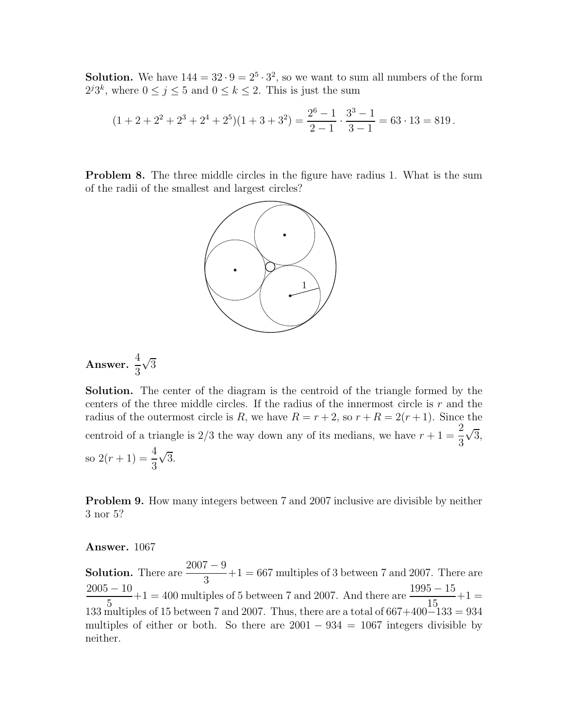**Solution.** We have $144 = 32 \cdot 9 = 2^5 \cdot 3^2$, so we want to sum all numbers of the form $2^j 3^k$, where $0 \leq j \leq 5$ and $0 \leq k \leq 2$. This is just the sum

$$(1 + 2 + 2^2 + 2^3 + 2^4 + 2^5)(1 + 3 + 3^2) = \frac{2^6 - 1}{2 - 1} \cdot \frac{3^3 - 1}{3 - 1} = 63 \cdot 13 = 819\,.$$

**Problem 8.** The three middle circles in the figure have radius 1. What is the sum of the radii of the smallest and largest circles?

**Answer.** $\frac{4}{3}\sqrt{3}$

**Solution.** The center of the diagram is the centroid of the triangle formed by the centers of the three middle circles. If the radius of the innermost circle is $r$ and the radius of the outermost circle is $R$, we have $R = r + 2$, so $r + R = 2(r + 1)$. Since the centroid of a triangle is $2/3$ the way down any of its medians, we have $r + 1 = \frac{2}{3}\sqrt{3}$, so $2(r + 1) = \frac{4}{3}\sqrt{3}$.

**Problem 9.** How many integers between 7 and 2007 inclusive are divisible by neither 3 nor 5?

**Answer.** 1067

**Solution.** There are $\frac{2007 - 9}{3} + 1 = 667$ multiples of 3 between 7 and 2007. There are $\frac{2005 - 10}{5} + 1 = 400$ multiples of 5 between 7 and 2007. And there are $\frac{1995 - 15}{15} + 1 = 133$ multiples of 15 between 7 and 2007. Thus, there are a total of $667 + 400 - 133 = 934$ multiples of either or both. So there are $2001 - 934 = 1067$ integers divisible by neither.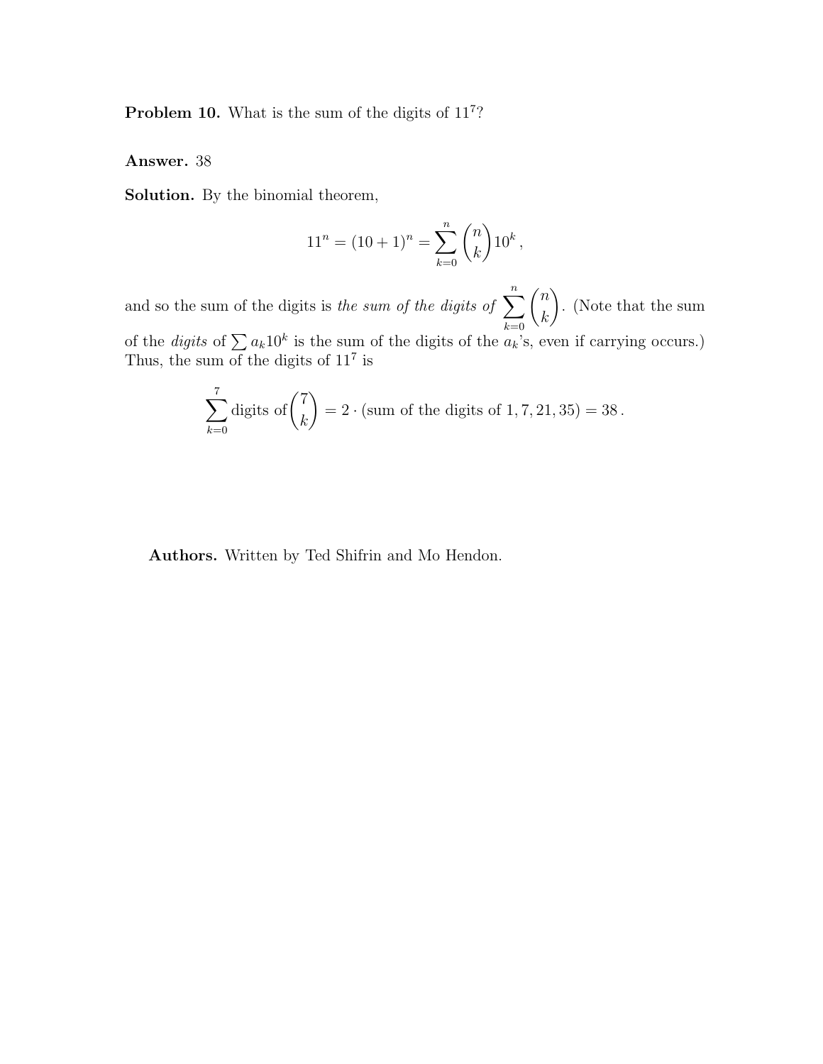**Problem 10.** What is the sum of the digits of $11^7$?

**Answer.** 38

**Solution.** By the binomial theorem,

$$11^n = (10+1)^n = \sum_{k=0}^{n} \binom{n}{k} 10^k \,,$$

and so the sum of the digits is *the sum of the digits of* $\displaystyle\sum_{k=0}^{n} \binom{n}{k}$. (Note that the sum of the *digits* of $\sum a_k 10^k$ is the sum of the digits of the $a_k$'s, even if carrying occurs.) Thus, the sum of the digits of $11^7$ is

$$\sum_{k=0}^{7} \text{digits of} \binom{7}{k} = 2 \cdot (\text{sum of the digits of } 1, 7, 21, 35) = 38 \,.$$

**Authors.** Written by Ted Shifrin and Mo Hendon.